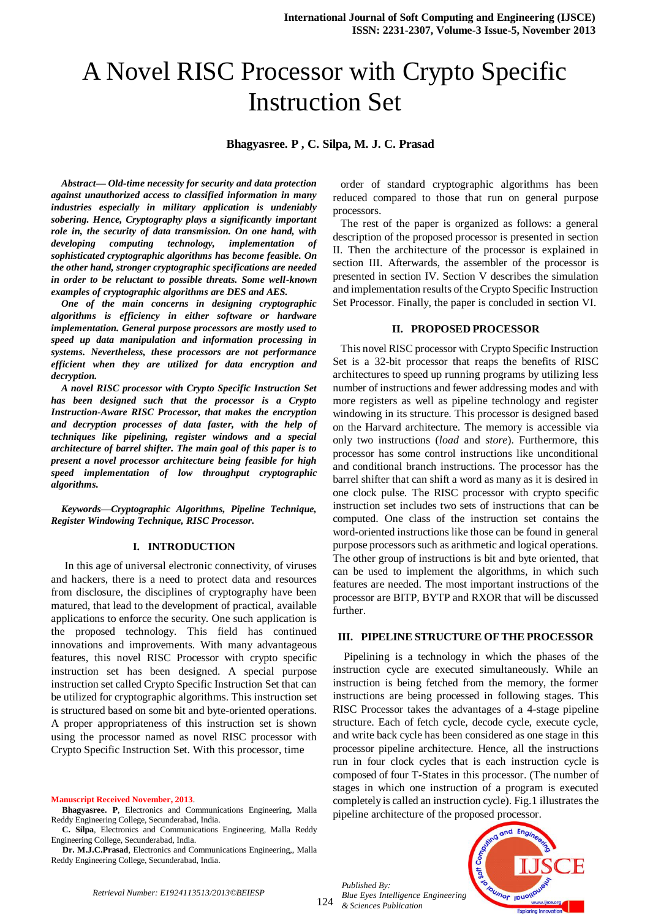# A Novel RISC Processor with Crypto Specific Instruction Set

**Bhagyasree. P , C. Silpa, M. J. C. Prasad**

***Abstract— Old-time necessity for security and data protection against unauthorized access to classified information in many industries especially in military application is undeniably sobering. Hence, Cryptography plays a significantly important role in, the security of data transmission. On one hand, with developing computing technology, implementation of sophisticated cryptographic algorithms has become feasible. On the other hand, stronger cryptographic specifications are needed in order to be reluctant to possible threats. Some well-known examples of cryptographic algorithms are DES and AES.***

***One of the main concerns in designing cryptographic algorithms is efficiency in either software or hardware implementation. General purpose processors are mostly used to speed up data manipulation and information processing in systems. Nevertheless, these processors are not performance efficient when they are utilized for data encryption and decryption.***

***A novel RISC processor with Crypto Specific Instruction Set has been designed such that the processor is a Crypto Instruction-Aware RISC Processor, that makes the encryption and decryption processes of data faster, with the help of techniques like pipelining, register windows and a special architecture of barrel shifter. The main goal of this paper is to present a novel processor architecture being feasible for high speed implementation of low throughput cryptographic algorithms.***

***Keywords—Cryptographic Algorithms, Pipeline Technique, Register Windowing Technique, RISC Processor.***

## I. INTRODUCTION

In this age of universal electronic connectivity, of viruses and hackers, there is a need to protect data and resources from disclosure, the disciplines of cryptography have been matured, that lead to the development of practical, available applications to enforce the security. One such application is the proposed technology. This field has continued innovations and improvements. With many advantageous features, this novel RISC Processor with crypto specific instruction set has been designed. A special purpose instruction set called Crypto Specific Instruction Set that can be utilized for cryptographic algorithms. This instruction set is structured based on some bit and byte-oriented operations. A proper appropriateness of this instruction set is shown using the processor named as novel RISC processor with Crypto Specific Instruction Set. With this processor, time order of standard cryptographic algorithms has been reduced compared to those that run on general purpose processors.

The rest of the paper is organized as follows: a general description of the proposed processor is presented in section II. Then the architecture of the processor is explained in section III. Afterwards, the assembler of the processor is presented in section IV. Section V describes the simulation and implementation results of the Crypto Specific Instruction Set Processor. Finally, the paper is concluded in section VI.

## II. PROPOSED PROCESSOR

This novel RISC processor with Crypto Specific Instruction Set is a 32-bit processor that reaps the benefits of RISC architectures to speed up running programs by utilizing less number of instructions and fewer addressing modes and with more registers as well as pipeline technology and register windowing in its structure. This processor is designed based on the Harvard architecture. The memory is accessible via only two instructions (*load* and *store*). Furthermore, this processor has some control instructions like unconditional and conditional branch instructions. The processor has the barrel shifter that can shift a word as many as it is desired in one clock pulse. The RISC processor with crypto specific instruction set includes two sets of instructions that can be computed. One class of the instruction set contains the word-oriented instructions like those can be found in general purpose processors such as arithmetic and logical operations. The other group of instructions is bit and byte oriented, that can be used to implement the algorithms, in which such features are needed. The most important instructions of the processor are BITP, BYTP and RXOR that will be discussed further.

## III. PIPELINE STRUCTURE OF THE PROCESSOR

Pipelining is a technology in which the phases of the instruction cycle are executed simultaneously. While an instruction is being fetched from the memory, the former instructions are being processed in following stages. This RISC Processor takes the advantages of a 4-stage pipeline structure. Each of fetch cycle, decode cycle, execute cycle, and write back cycle has been considered as one stage in this processor pipeline architecture. Hence, all the instructions run in four clock cycles that is each instruction cycle is composed of four T-States in this processor. (The number of stages in which one instruction of a program is executed completely is called an instruction cycle). Fig.1 illustrates the pipeline architecture of the proposed processor.

**Manuscript Received November, 2013**.

**Bhagyasree. P**, Electronics and Communications Engineering, Malla Reddy Engineering College, Secunderabad, India.

**C. Silpa**, Electronics and Communications Engineering, Malla Reddy Engineering College, Secunderabad, India.

**Dr. M.J.C.Prasad**, Electronics and Communications Engineering,, Malla Reddy Engineering College, Secunderabad, India.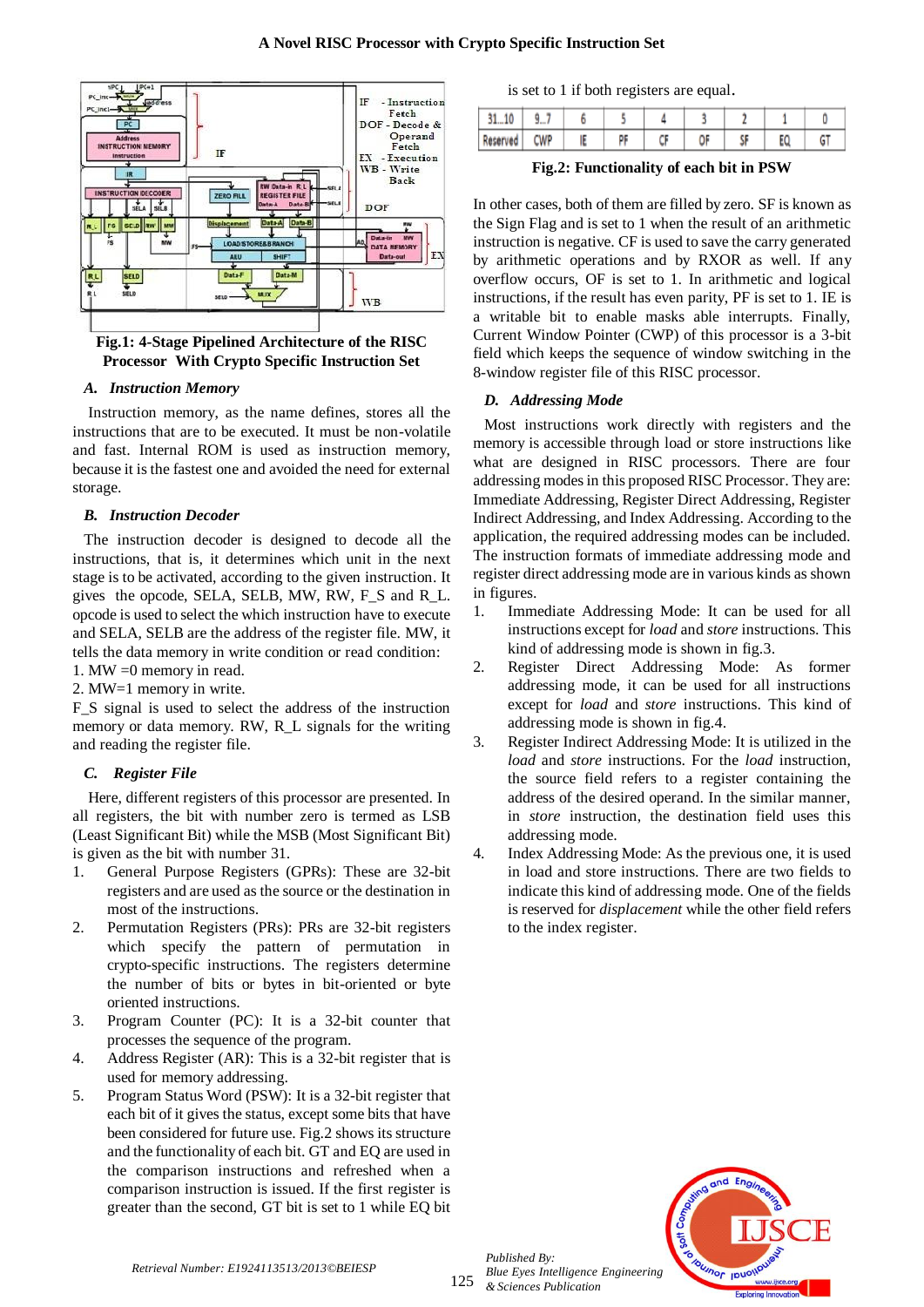Fig.1: 4-Stage Pipelined Architecture of the RISC Processor With Crypto Specific Instruction Set

### A. *Instruction Memory*

Instruction memory, as the name defines, stores all the instructions that are to be executed. It must be non-volatile and fast. Internal ROM is used as instruction memory, because it is the fastest one and avoided the need for external storage.

### B. *Instruction Decoder*

The instruction decoder is designed to decode all the instructions, that is, it determines which unit in the next stage is to be activated, according to the given instruction. It gives the opcode, SELA, SELB, MW, RW, F_S and R_L. opcode is used to select the which instruction have to execute and SELA, SELB are the address of the register file. MW, it tells the data memory in write condition or read condition:

1. MW =0 memory in read.
2. MW=1 memory in write.

F_S signal is used to select the address of the instruction memory or data memory. RW, R_L signals for the writing and reading the register file.

### C. *Register File*

Here, different registers of this processor are presented. In all registers, the bit with number zero is termed as LSB (Least Significant Bit) while the MSB (Most Significant Bit) is given as the bit with number 31.

1. General Purpose Registers (GPRs): These are 32-bit registers and are used as the source or the destination in most of the instructions.
2. Permutation Registers (PRs): PRs are 32-bit registers which specify the pattern of permutation in crypto-specific instructions. The registers determine the number of bits or bytes in bit-oriented or byte oriented instructions.
3. Program Counter (PC): It is a 32-bit counter that processes the sequence of the program.
4. Address Register (AR): This is a 32-bit register that is used for memory addressing.
5. Program Status Word (PSW): It is a 32-bit register that each bit of it gives the status, except some bits that have been considered for future use. Fig.2 shows its structure and the functionality of each bit. GT and EQ are used in the comparison instructions and refreshed when a comparison instruction is issued. If the first register is greater than the second, GT bit is set to 1 while EQ bit is set to 1 if both registers are equal.

| 31...10 | 9...7 | 6 | 5 | 4 | 3 | 2 | 1 | 0 |
|---|---|---|---|---|---|---|---|---|
| Reserved | CWP | IE | PF | CF | OF | SF | EQ | GT |

Fig.2: Functionality of each bit in PSW

In other cases, both of them are filled by zero. SF is known as the Sign Flag and is set to 1 when the result of an arithmetic instruction is negative. CF is used to save the carry generated by arithmetic operations and by RXOR as well. If any overflow occurs, OF is set to 1. In arithmetic and logical instructions, if the result has even parity, PF is set to 1. IE is a writable bit to enable masks able interrupts. Finally, Current Window Pointer (CWP) of this processor is a 3-bit field which keeps the sequence of window switching in the 8-window register file of this RISC processor.

### D. *Addressing Mode*

Most instructions work directly with registers and the memory is accessible through load or store instructions like what are designed in RISC processors. There are four addressing modes in this proposed RISC Processor. They are: Immediate Addressing, Register Direct Addressing, Register Indirect Addressing, and Index Addressing. According to the application, the required addressing modes can be included. The instruction formats of immediate addressing mode and register direct addressing mode are in various kinds as shown in figures.

1. Immediate Addressing Mode: It can be used for all instructions except for *load* and *store* instructions. This kind of addressing mode is shown in fig.3.
2. Register Direct Addressing Mode: As former addressing mode, it can be used for all instructions except for *load* and *store* instructions. This kind of addressing mode is shown in fig.4.
3. Register Indirect Addressing Mode: It is utilized in the *load* and *store* instructions. For the *load* instruction, the source field refers to a register containing the address of the desired operand. In the similar manner, in *store* instruction, the destination field uses this addressing mode.
4. Index Addressing Mode: As the previous one, it is used in load and store instructions. There are two fields to indicate this kind of addressing mode. One of the fields is reserved for *displacement* while the other field refers to the index register.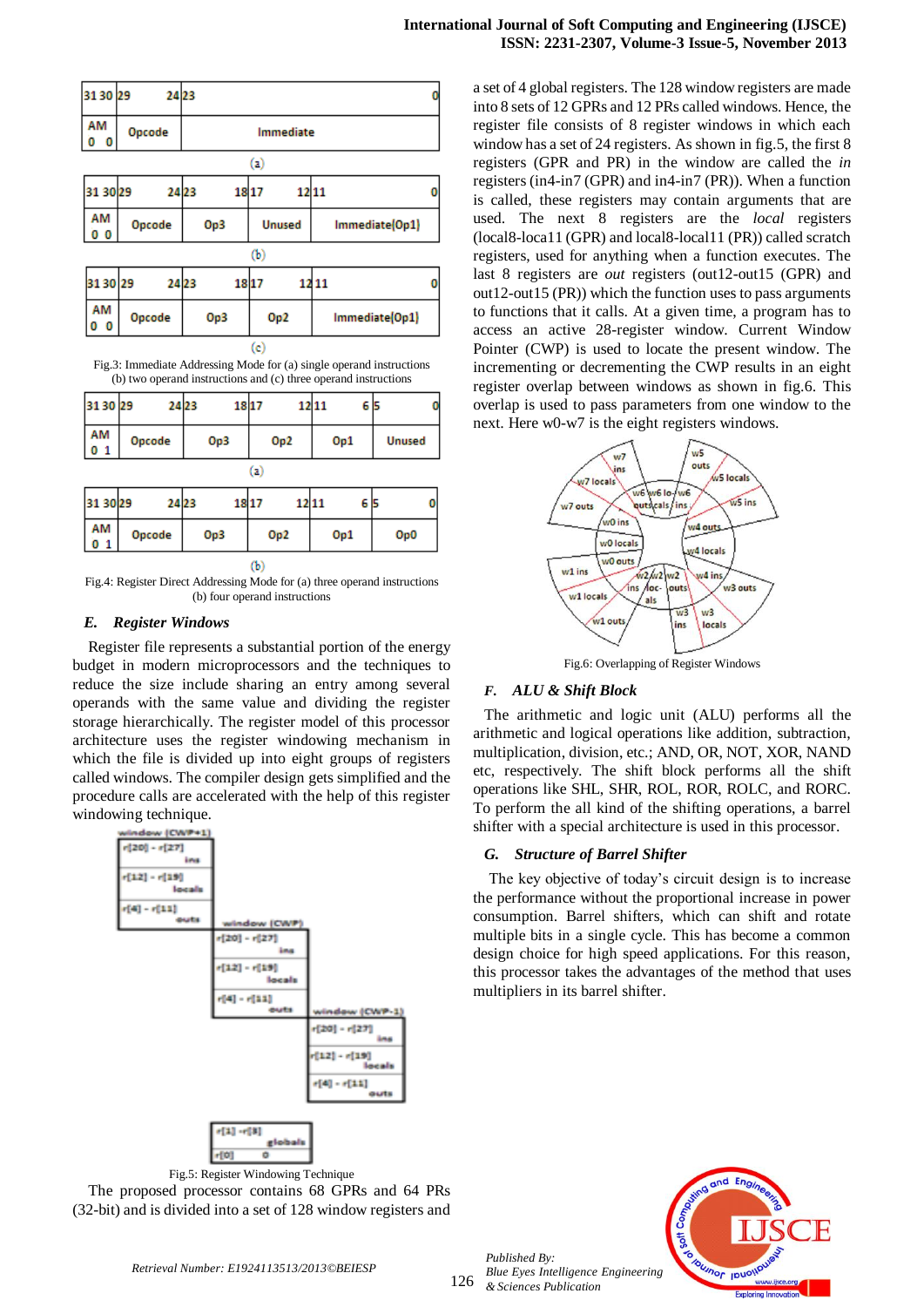| 31 30 | 29 24 | 23 0 |
|---|---|---|
| AM 0 0 | Opcode | Immediate |

(a)

| 31 30 | 29 24 | 23 18 | 17 12 | 11 0 |
|---|---|---|---|---|
| AM 0 0 | Opcode | Op3 | Unused | Immediate(Op1) |

(b)

| 31 30 | 29 24 | 23 18 | 17 12 | 11 0 |
|---|---|---|---|---|
| AM 0 0 | Opcode | Op3 | Op2 | Immediate(Op1) |

(c)

Fig.3: Immediate Addressing Mode for (a) single operand instructions (b) two operand instructions and (c) three operand instructions

| 31 30 | 29 24 | 23 18 | 17 12 | 11 6 | 5 0 |
|---|---|---|---|---|---|
| AM 0 1 | Opcode | Op3 | Op2 | Op1 | Unused |

(a)

| 31 30 | 29 24 | 23 18 | 17 12 | 11 6 | 5 0 |
|---|---|---|---|---|---|
| AM 0 1 | Opcode | Op3 | Op2 | Op1 | Op0 |

(b)

Fig.4: Register Direct Addressing Mode for (a) three operand instructions (b) four operand instructions

### *E. Register Windows*

Register file represents a substantial portion of the energy budget in modern microprocessors and the techniques to reduce the size include sharing an entry among several operands with the same value and dividing the register storage hierarchically. The register model of this processor architecture uses the register windowing mechanism in which the file is divided up into eight groups of registers called windows. The compiler design gets simplified and the procedure calls are accelerated with the help of this register windowing technique.

Fig.5: Register Windowing Technique

The proposed processor contains 68 GPRs and 64 PRs (32-bit) and is divided into a set of 128 window registers and a set of 4 global registers. The 128 window registers are made into 8 sets of 12 GPRs and 12 PRs called windows. Hence, the register file consists of 8 register windows in which each window has a set of 24 registers. As shown in fig.5, the first 8 registers (GPR and PR) in the window are called the *in* registers (in4-in7 (GPR) and in4-in7 (PR)). When a function is called, these registers may contain arguments that are used. The next 8 registers are the *local* registers (local8-local11 (GPR) and local8-local11 (PR)) called scratch registers, used for anything when a function executes. The last 8 registers are *out* registers (out12-out15 (GPR) and out12-out15 (PR)) which the function uses to pass arguments to functions that it calls. At a given time, a program has to access an active 28-register window. Current Window Pointer (CWP) is used to locate the present window. The incrementing or decrementing the CWP results in an eight register overlap between windows as shown in fig.6. This overlap is used to pass parameters from one window to the next. Here w0-w7 is the eight registers windows.

Fig.6: Overlapping of Register Windows

### *F. ALU & Shift Block*

The arithmetic and logic unit (ALU) performs all the arithmetic and logical operations like addition, subtraction, multiplication, division, etc.; AND, OR, NOT, XOR, NAND etc, respectively. The shift block performs all the shift operations like SHL, SHR, ROL, ROR, ROLC, and RORC. To perform the all kind of the shifting operations, a barrel shifter with a special architecture is used in this processor.

### *G. Structure of Barrel Shifter*

The key objective of today's circuit design is to increase the performance without the proportional increase in power consumption. Barrel shifters, which can shift and rotate multiple bits in a single cycle. This has become a common design choice for high speed applications. For this reason, this processor takes the advantages of the method that uses multipliers in its barrel shifter.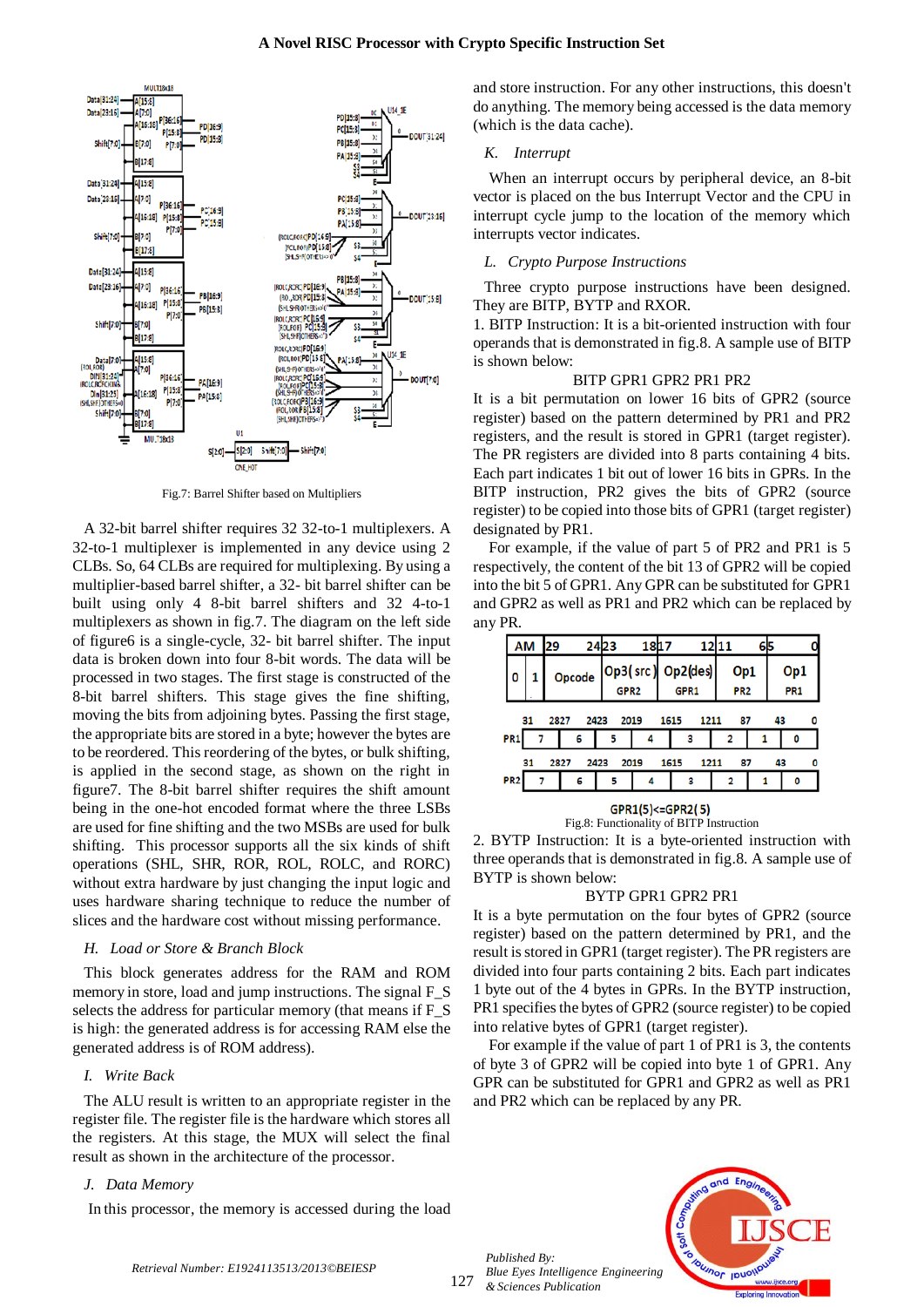Fig.7: Barrel Shifter based on Multipliers

A 32-bit barrel shifter requires 32 32-to-1 multiplexers. A 32-to-1 multiplexer is implemented in any device using 2 CLBs. So, 64 CLBs are required for multiplexing. By using a multiplier-based barrel shifter, a 32- bit barrel shifter can be built using only 4 8-bit barrel shifters and 32 4-to-1 multiplexers as shown in fig.7. The diagram on the left side of figure6 is a single-cycle, 32- bit barrel shifter. The input data is broken down into four 8-bit words. The data will be processed in two stages. The first stage is constructed of the 8-bit barrel shifters. This stage gives the fine shifting, moving the bits from adjoining bytes. Passing the first stage, the appropriate bits are stored in a byte; however the bytes are to be reordered. This reordering of the bytes, or bulk shifting, is applied in the second stage, as shown on the right in figure7. The 8-bit barrel shifter requires the shift amount being in the one-hot encoded format where the three LSBs are used for fine shifting and the two MSBs are used for bulk shifting. This processor supports all the six kinds of shift operations (SHL, SHR, ROR, ROL, ROLC, and RORC) without extra hardware by just changing the input logic and uses hardware sharing technique to reduce the number of slices and the hardware cost without missing performance.

### *H. Load or Store & Branch Block*

This block generates address for the RAM and ROM memory in store, load and jump instructions. The signal F_S selects the address for particular memory (that means if F_S is high: the generated address is for accessing RAM else the generated address is of ROM address).

### *I. Write Back*

The ALU result is written to an appropriate register in the register file. The register file is the hardware which stores all the registers. At this stage, the MUX will select the final result as shown in the architecture of the processor.

### *J. Data Memory*

In this processor, the memory is accessed during the load and store instruction. For any other instructions, this doesn't do anything. The memory being accessed is the data memory (which is the data cache).

### *K. Interrupt*

When an interrupt occurs by peripheral device, an 8-bit vector is placed on the bus Interrupt Vector and the CPU in interrupt cycle jump to the location of the memory which interrupts vector indicates.

### *L. Crypto Purpose Instructions*

Three crypto purpose instructions have been designed. They are BITP, BYTP and RXOR.

1. BITP Instruction: It is a bit-oriented instruction with four operands that is demonstrated in fig.8. A sample use of BITP is shown below:

BITP GPR1 GPR2 PR1 PR2

It is a bit permutation on lower 16 bits of GPR2 (source register) based on the pattern determined by PR1 and PR2 registers, and the result is stored in GPR1 (target register). The PR registers are divided into 8 parts containing 4 bits. Each part indicates 1 bit out of lower 16 bits in GPRs. In the BITP instruction, PR2 gives the bits of GPR2 (source register) to be copied into those bits of GPR1 (target register) designated by PR1.

For example, if the value of part 5 of PR2 and PR1 is 5 respectively, the content of the bit 13 of GPR2 will be copied into the bit 5 of GPR1. Any GPR can be substituted for GPR1 and GPR2 as well as PR1 and PR2 which can be replaced by any PR.

| AM 31 30 | 29 24 | 23 18 | 17 12 | 11 6 | 5 0 |
|---|---|---|---|---|---|
| 0 1 | Opcode | Op3(src) GPR2 | Op2(des) GPR1 | Op1 PR2 | Op1 PR1 |

| | 31 28 | 27 24 | 23 20 | 19 16 | 15 12 | 11 8 | 7 4 | 3 0 |
|---|---|---|---|---|---|---|---|---|
| PR1 | 7 | 6 | 5 | 4 | 3 | 2 | 1 | 0 |
| PR2 | 7 | 6 | 5 | 4 | 3 | 2 | 1 | 0 |

GPR1(5)<=GPR2(5)

Fig.8: Functionality of BITP Instruction

2. BYTP Instruction: It is a byte-oriented instruction with three operands that is demonstrated in fig.8. A sample use of BYTP is shown below:

BYTP GPR1 GPR2 PR1

It is a byte permutation on the four bytes of GPR2 (source register) based on the pattern determined by PR1, and the result is stored in GPR1 (target register). The PR registers are divided into four parts containing 2 bits. Each part indicates 1 byte out of the 4 bytes in GPRs. In the BYTP instruction, PR1 specifies the bytes of GPR2 (source register) to be copied into relative bytes of GPR1 (target register).

For example if the value of part 1 of PR1 is 3, the contents of byte 3 of GPR2 will be copied into byte 1 of GPR1. Any GPR can be substituted for GPR1 and GPR2 as well as PR1 and PR2 which can be replaced by any PR.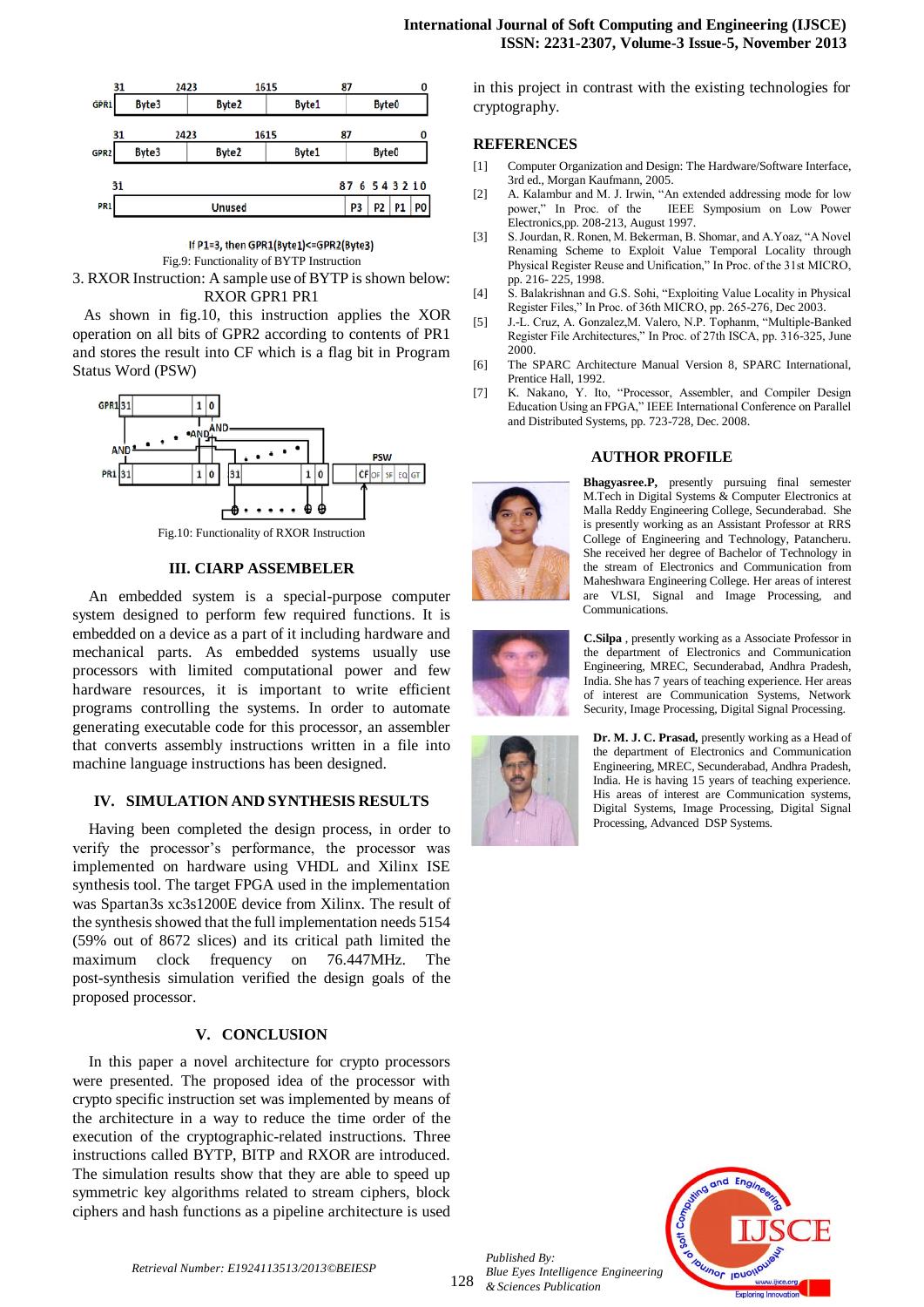31 2423 1615 87 0
GPR1 Byte3 Byte2 Byte1 Byte0

31 2423 1615 87 0
GPR2 Byte3 Byte2 Byte1 Byte0

31 87 6 5 4 3 2 1 0
PR1 Unused P3 P2 P1 P0

If P1=3, then GPR1(Byte1)<=GPR2(Byte3)

Fig.9: Functionality of BYTP Instruction

3. RXOR Instruction: A sample use of BYTP is shown below:

RXOR GPR1 PR1

As shown in fig.10, this instruction applies the XOR operation on all bits of GPR2 according to contents of PR1 and stores the result into CF which is a flag bit in Program Status Word (PSW)

GPR1 31 1 0
AND
AND
AND
PR1 31 1 0 31 1 0
PSW
CF OF SF EQ GT

Fig.10: Functionality of RXOR Instruction

## III. CIARP ASSEMBELER

An embedded system is a special-purpose computer system designed to perform few required functions. It is embedded on a device as a part of it including hardware and mechanical parts. As embedded systems usually use processors with limited computational power and few hardware resources, it is important to write efficient programs controlling the systems. In order to automate generating executable code for this processor, an assembler that converts assembly instructions written in a file into machine language instructions has been designed.

## IV. SIMULATION AND SYNTHESIS RESULTS

Having been completed the design process, in order to verify the processor's performance, the processor was implemented on hardware using VHDL and Xilinx ISE synthesis tool. The target FPGA used in the implementation was Spartan3s xc3s1200E device from Xilinx. The result of the synthesis showed that the full implementation needs 5154 (59% out of 8672 slices) and its critical path limited the maximum clock frequency on 76.447MHz. The post-synthesis simulation verified the design goals of the proposed processor.

## V. CONCLUSION

In this paper a novel architecture for crypto processors were presented. The proposed idea of the processor with crypto specific instruction set was implemented by means of the architecture in a way to reduce the time order of the execution of the cryptographic-related instructions. Three instructions called BYTP, BITP and RXOR are introduced. The simulation results show that they are able to speed up symmetric key algorithms related to stream ciphers, block ciphers and hash functions as a pipeline architecture is used in this project in contrast with the existing technologies for cryptography.

## REFERENCES

[1] Computer Organization and Design: The Hardware/Software Interface, 3rd ed., Morgan Kaufmann, 2005.

[2] A. Kalambur and M. J. Irwin, "An extended addressing mode for low power," In Proc. of the IEEE Symposium on Low Power Electronics,pp. 208-213, August 1997.

[3] S. Jourdan, R. Ronen, M. Bekerman, B. Shomar, and A.Yoaz, "A Novel Renaming Scheme to Exploit Value Temporal Locality through Physical Register Reuse and Unification," In Proc. of the 31st MICRO, pp. 216- 225, 1998.

[4] S. Balakrishnan and G.S. Sohi, "Exploiting Value Locality in Physical Register Files," In Proc. of 36th MICRO, pp. 265-276, Dec 2003.

[5] J.-L. Cruz, A. Gonzalez,M. Valero, N.P. Tophanm, "Multiple-Banked Register File Architectures," In Proc. of 27th ISCA, pp. 316-325, June 2000.

[6] The SPARC Architecture Manual Version 8, SPARC International, Prentice Hall, 1992.

[7] K. Nakano, Y. Ito, "Processor, Assembler, and Compiler Design Education Using an FPGA," IEEE International Conference on Parallel and Distributed Systems, pp. 723-728, Dec. 2008.

## AUTHOR PROFILE

**Bhagyasree.P,** presently pursuing final semester M.Tech in Digital Systems & Computer Electronics at Malla Reddy Engineering College, Secunderabad. She is presently working as an Assistant Professor at RRS College of Engineering and Technology, Patancheru. She received her degree of Bachelor of Technology in the stream of Electronics and Communication from Maheshwara Engineering College. Her areas of interest are VLSI, Signal and Image Processing, and Communications.

**C.Silpa** , presently working as a Associate Professor in the department of Electronics and Communication Engineering, MREC, Secunderabad, Andhra Pradesh, India. She has 7 years of teaching experience. Her areas of interest are Communication Systems, Network Security, Image Processing, Digital Signal Processing.

**Dr. M. J. C. Prasad,** presently working as a Head of the department of Electronics and Communication Engineering, MREC, Secunderabad, Andhra Pradesh, India. He is having 15 years of teaching experience. His areas of interest are Communication systems, Digital Systems, Image Processing, Digital Signal Processing, Advanced DSP Systems.